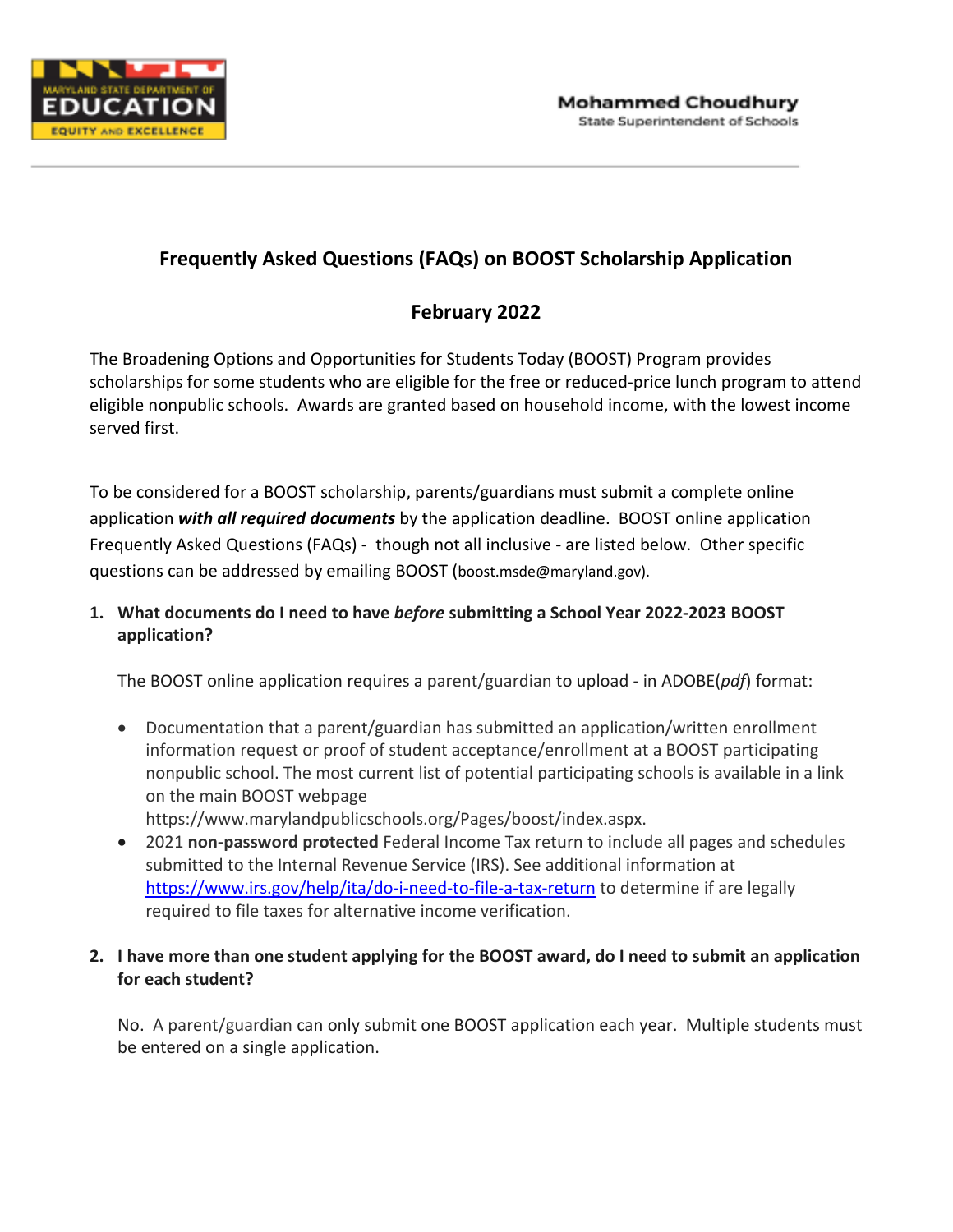Mohammed Choudhury
State Superintendent of Schools

# Frequently Asked Questions (FAQs) on BOOST Scholarship Application

## February 2022

The Broadening Options and Opportunities for Students Today (BOOST) Program provides scholarships for some students who are eligible for the free or reduced-price lunch program to attend eligible nonpublic schools. Awards are granted based on household income, with the lowest income served first.

To be considered for a BOOST scholarship, parents/guardians must submit a complete online application ***with all required documents*** by the application deadline. BOOST online application Frequently Asked Questions (FAQs) - though not all inclusive - are listed below. Other specific questions can be addressed by emailing BOOST (boost.msde@maryland.gov).

1. **What documents do I need to have *before* submitting a School Year 2022-2023 BOOST application?**

   The BOOST online application requires a parent/guardian to upload - in ADOBE(*pdf*) format:

   - Documentation that a parent/guardian has submitted an application/written enrollment information request or proof of student acceptance/enrollment at a BOOST participating nonpublic school. The most current list of potential participating schools is available in a link on the main BOOST webpage https://www.marylandpublicschools.org/Pages/boost/index.aspx.
   - 2021 **non-password protected** Federal Income Tax return to include all pages and schedules submitted to the Internal Revenue Service (IRS). See additional information at https://www.irs.gov/help/ita/do-i-need-to-file-a-tax-return to determine if are legally required to file taxes for alternative income verification.

2. **I have more than one student applying for the BOOST award, do I need to submit an application for each student?**

   No. A parent/guardian can only submit one BOOST application each year. Multiple students must be entered on a single application.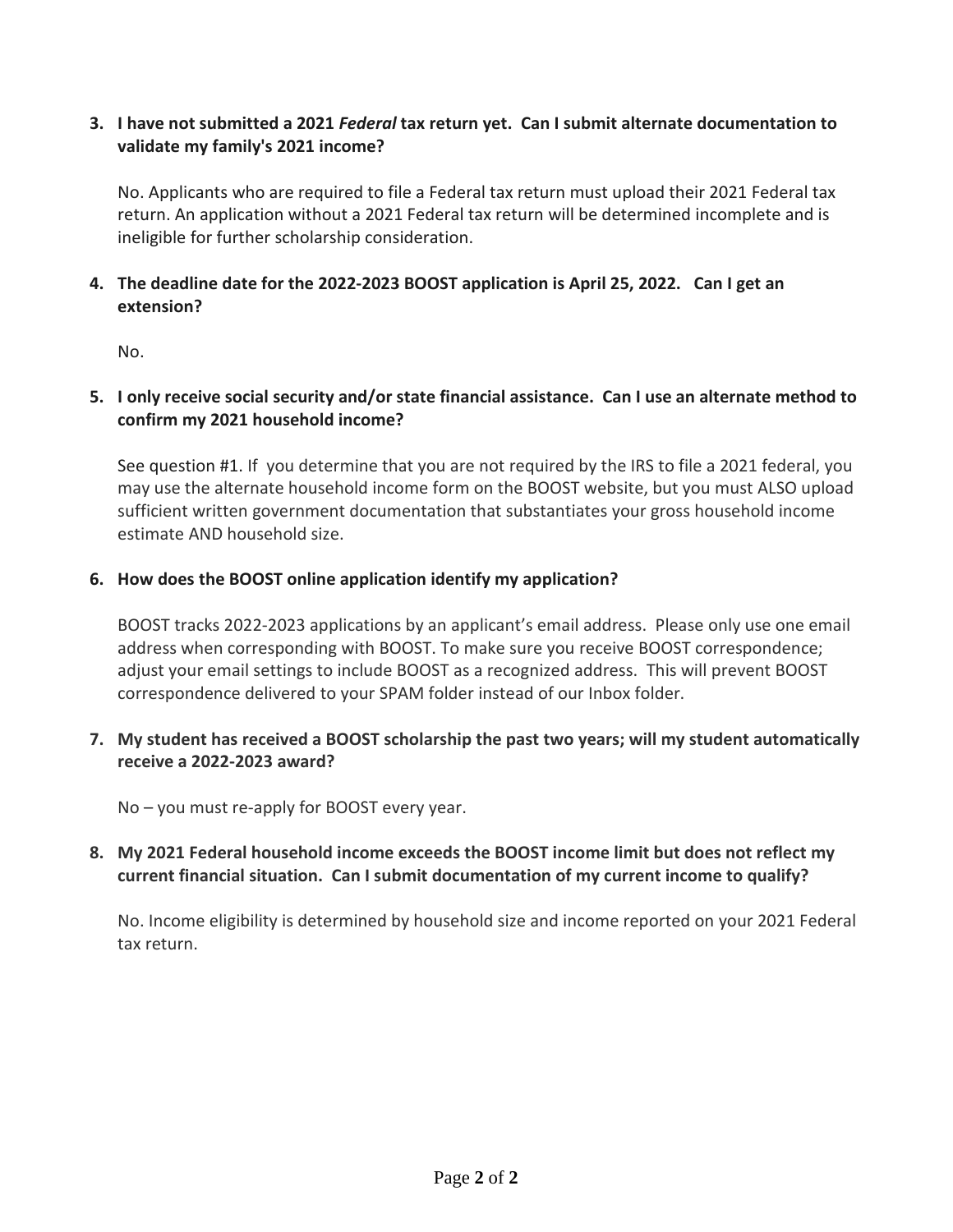3. **I have not submitted a 2021 *Federal* tax return yet. Can I submit alternate documentation to validate my family's 2021 income?**

   No. Applicants who are required to file a Federal tax return must upload their 2021 Federal tax return. An application without a 2021 Federal tax return will be determined incomplete and is ineligible for further scholarship consideration.

4. **The deadline date for the 2022-2023 BOOST application is April 25, 2022. Can I get an extension?**

   No.

5. **I only receive social security and/or state financial assistance. Can I use an alternate method to confirm my 2021 household income?**

   See question #1. If you determine that you are not required by the IRS to file a 2021 federal, you may use the alternate household income form on the BOOST website, but you must ALSO upload sufficient written government documentation that substantiates your gross household income estimate AND household size.

6. **How does the BOOST online application identify my application?**

   BOOST tracks 2022-2023 applications by an applicant's email address. Please only use one email address when corresponding with BOOST. To make sure you receive BOOST correspondence; adjust your email settings to include BOOST as a recognized address. This will prevent BOOST correspondence delivered to your SPAM folder instead of our Inbox folder.

7. **My student has received a BOOST scholarship the past two years; will my student automatically receive a 2022-2023 award?**

   No – you must re-apply for BOOST every year.

8. **My 2021 Federal household income exceeds the BOOST income limit but does not reflect my current financial situation. Can I submit documentation of my current income to qualify?**

   No. Income eligibility is determined by household size and income reported on your 2021 Federal tax return.